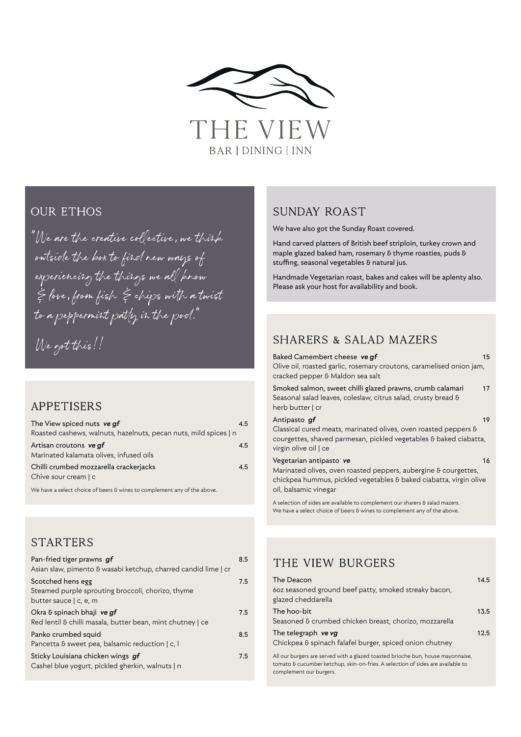# THE VIEW

BAR | DINING | INN

## OUR ETHOS

*"We are the creative collective, we think outside the box to find new ways of experiencing the things we all know & love, from fish & chips with a twist to a peppermint patty in the pod."*

*We got this!!*

## APPETISERS

The View spiced nuts ***ve gf*** — 4.5
Roasted cashews, walnuts, hazelnuts, pecan nuts, mild spices | n

Artisan croutons ***ve gf*** — 4.5
Marinated kalamata olives, infused oils

Chilli crumbed mozzarella crackerjacks — 4.5
Chive sour cream | c

We have a select choice of beers & wines to complement any of the above.

## STARTERS

Pan-fried tiger prawns ***gf*** — 8.5
Asian slaw, pimento & wasabi ketchup, charred candid lime | cr

Scotched hens egg — 7.5
Steamed purple sprouting broccoli, chorizo, thyme butter sauce | c, e, m

Okra & spinach bhaji ***ve gf*** — 7.5
Red lentil & chilli masala, butter bean, mint chutney | ce

Panko crumbed squid — 8.5
Pancetta & sweet pea, balsamic reduction | c, l

Sticky Louisiana chicken wings ***gf*** — 7.5
Cashel blue yogurt, pickled gherkin, walnuts | n

## SUNDAY ROAST

We have also got the Sunday Roast covered.

Hand carved platters of British beef striploin, turkey crown and maple glazed baked ham, rosemary & thyme roasties, puds & stuffing, seasonal vegetables & natural jus.

Handmade Vegetarian roast, bakes and cakes will be aplenty also. Please ask your host for availability and book.

## SHARERS & SALAD MAZERS

Baked Camembert cheese ***ve gf*** — 15
Olive oil, roasted garlic, rosemary croutons, caramelised onion jam, cracked pepper & Maldon sea salt

Smoked salmon, sweet chilli glazed prawns, crumb calamari — 17
Seasonal salad leaves, coleslaw, citrus salad, crusty bread & herb butter | cr

Antipasto ***gf*** — 19
Classical cured meats, marinated olives, oven roasted peppers & courgettes, shaved parmesan, pickled vegetables & baked ciabatta, virgin olive oil | ce

Vegetarian antipasto ***ve*** — 16
Marinated olives, oven roasted peppers, aubergine & courgettes, chickpea hummus, pickled vegetables & baked ciabatta, virgin olive oil, balsamic vinegar

A selection of sides are available to complement our sharers & salad mazers.
We have a select choice of beers & wines to complement any of the above.

## THE VIEW BURGERS

The Deacon — 14.5
6oz seasoned ground beef patty, smoked streaky bacon, glazed cheddarella

The hoo-bit — 13.5
Seasoned & crumbed chicken breast, chorizo, mozzarella

The telegraph ***ve vg*** — 12.5
Chickpea & spinach falafel burger, spiced onion chutney

All our burgers are served with a glazed toasted brioche bun, house mayonnaise, tomato & cucumber ketchup, skin-on-fries. A selection of sides are available to complement our burgers.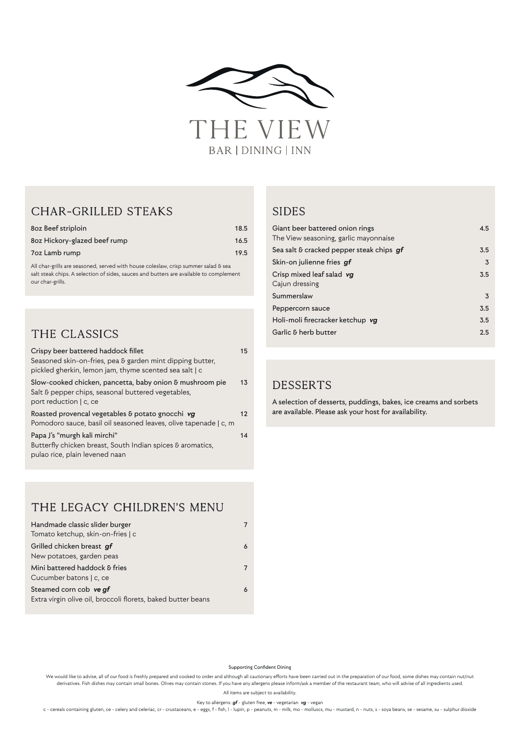# THE VIEW

BAR | DINING | INN

## CHAR-GRILLED STEAKS

| | |
|---|---|
| 8oz Beef striploin | 18.5 |
| 8oz Hickory-glazed beef rump | 16.5 |
| 7oz Lamb rump | 19.5 |

All char-grills are seasoned, served with house coleslaw, crisp summer salad & sea salt steak chips. A selection of sides, sauces and butters are available to complement our char-grills.

## THE CLASSICS

**Crispy beer battered haddock fillet** — 15
Seasoned skin-on-fries, pea & garden mint dipping butter, pickled gherkin, lemon jam, thyme scented sea salt | c

**Slow-cooked chicken, pancetta, baby onion & mushroom pie** — 13
Salt & pepper chips, seasonal buttered vegetables, port reduction | c, ce

**Roasted provencal vegetables & potato gnocchi** ***vg*** — 12
Pomodoro sauce, basil oil seasoned leaves, olive tapenade | c, m

**Papa J's "murgh kali mirchi"** — 14
Butterfly chicken breast, South Indian spices & aromatics, pulao rice, plain levened naan

## THE LEGACY CHILDREN'S MENU

**Handmade classic slider burger** — 7
Tomato ketchup, skin-on-fries | c

**Grilled chicken breast** ***gf*** — 6
New potatoes, garden peas

**Mini battered haddock & fries** — 7
Cucumber batons | c, ce

**Steamed corn cob** ***ve gf*** — 6
Extra virgin olive oil, broccoli florets, baked butter beans

## SIDES

| | |
|---|---|
| Giant beer battered onion rings<br>The View seasoning, garlic mayonnaise | 4.5 |
| Sea salt & cracked pepper steak chips ***gf*** | 3.5 |
| Skin-on julienne fries ***gf*** | 3 |
| Crisp mixed leaf salad ***vg***<br>Cajun dressing | 3.5 |
| Summerslaw | 3 |
| Peppercorn sauce | 3.5 |
| Holi-moli firecracker ketchup ***vg*** | 3.5 |
| Garlic & herb butter | 2.5 |

## DESSERTS

A selection of desserts, puddings, bakes, ice creams and sorbets are available. Please ask your host for availability.

Supporting Confident Dining

We would like to advise, all of our food is freshly prepared and cooked to order and although all cautionary efforts have been carried out in the preparation of our food, some dishes may contain nut/nut derivatives. Fish dishes may contain small bones. Olives may contain stones. If you have any allergens please inform/ask a member of the restaurant team, who will advise of all ingredients used.

All items are subject to availability.

Key to allergens: ***gf*** - gluten free, ***ve*** - vegetarian ***vg*** - vegan

c - cereals containing gluten, ce - celery and celeriac, cr - crustaceans, e - eggs, f - fish, l - lupin, p - peanuts, m - milk, mo - molluscs, mu - mustard, n - nuts, s - soya beans, se - sesame, su - sulphur dioxide